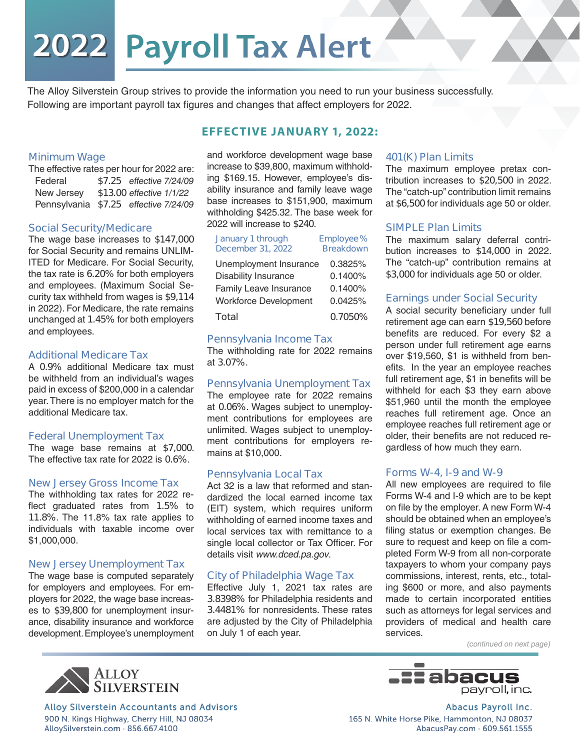# 2022 Payroll Tax Alert

The Alloy Silverstein Group strives to provide the information you need to run your business successfully. Following are important payroll tax figures and changes that affect employers for 2022.

## EFFECTIVE JANUARY 1, 2022:

### Minimum Wage

The effective rates per hour for 2022 are:

| | | |
|---|---|---|
| Federal | $7.25 | *effective 7/24/09* |
| New Jersey | $13.00 | *effective 1/1/22* |
| Pennsylvania | $7.25 | *effective 7/24/09* |

### Social Security/Medicare

The wage base increases to $147,000 for Social Security and remains UNLIMITED for Medicare. For Social Security, the tax rate is 6.20% for both employers and employees. (Maximum Social Security tax withheld from wages is $9,114 in 2022). For Medicare, the rate remains unchanged at 1.45% for both employers and employees.

### Additional Medicare Tax

A 0.9% additional Medicare tax must be withheld from an individual's wages paid in excess of $200,000 in a calendar year. There is no employer match for the additional Medicare tax.

### Federal Unemployment Tax

The wage base remains at $7,000. The effective tax rate for 2022 is 0.6%.

### New Jersey Gross Income Tax

The withholding tax rates for 2022 reflect graduated rates from 1.5% to 11.8%. The 11.8% tax rate applies to individuals with taxable income over $1,000,000.

### New Jersey Unemployment Tax

The wage base is computed separately for employers and employees. For employers for 2022, the wage base increases to $39,800 for unemployment insurance, disability insurance and workforce development. Employee's unemployment and workforce development wage base increase to $39,800, maximum withholding $169.15. However, employee's disability insurance and family leave wage base increases to $151,900, maximum withholding $425.32. The base week for 2022 will increase to $240.

| January 1 through December 31, 2022 | Employee % Breakdown |
|---|---|
| Unemployment Insurance | 0.3825% |
| Disability Insurance | 0.1400% |
| Family Leave Insurance | 0.1400% |
| Workforce Development | 0.0425% |
| Total | 0.7050% |

### Pennsylvania Income Tax

The withholding rate for 2022 remains at 3.07%.

### Pennsylvania Unemployment Tax

The employee rate for 2022 remains at 0.06%. Wages subject to unemployment contributions for employees are unlimited. Wages subject to unemployment contributions for employers remains at $10,000.

### Pennsylvania Local Tax

Act 32 is a law that reformed and standardized the local earned income tax (EIT) system, which requires uniform withholding of earned income taxes and local services tax with remittance to a single local collector or Tax Officer. For details visit *www.dced.pa.gov*.

### City of Philadelphia Wage Tax

Effective July 1, 2021 tax rates are 3.8398% for Philadelphia residents and 3.4481% for nonresidents. These rates are adjusted by the City of Philadelphia on July 1 of each year.

### 401(K) Plan Limits

The maximum employee pretax contribution increases to $20,500 in 2022. The "catch-up" contribution limit remains at $6,500 for individuals age 50 or older.

### SIMPLE Plan Limits

The maximum salary deferral contribution increases to $14,000 in 2022. The "catch-up" contribution remains at $3,000 for individuals age 50 or older.

### Earnings under Social Security

A social security beneficiary under full retirement age can earn $19,560 before benefits are reduced. For every $2 a person under full retirement age earns over $19,560, $1 is withheld from benefits. In the year an employee reaches full retirement age, $1 in benefits will be withheld for each $3 they earn above $51,960 until the month the employee reaches full retirement age. Once an employee reaches full retirement age or older, their benefits are not reduced regardless of how much they earn.

### Forms W-4, I-9 and W-9

All new employees are required to file Forms W-4 and I-9 which are to be kept on file by the employer. A new Form W-4 should be obtained when an employee's filing status or exemption changes. Be sure to request and keep on file a completed Form W-9 from all non-corporate taxpayers to whom your company pays commissions, interest, rents, etc., totaling $600 or more, and also payments made to certain incorporated entities such as attorneys for legal services and providers of medical and health care services.

*(continued on next page)*

Alloy Silverstein Accountants and Advisors
900 N. Kings Highway, Cherry Hill, NJ 08034
AlloySilverstein.com · 856.667.4100

Abacus Payroll Inc.
165 N. White Horse Pike, Hammonton, NJ 08037
AbacusPay.com · 609.561.1555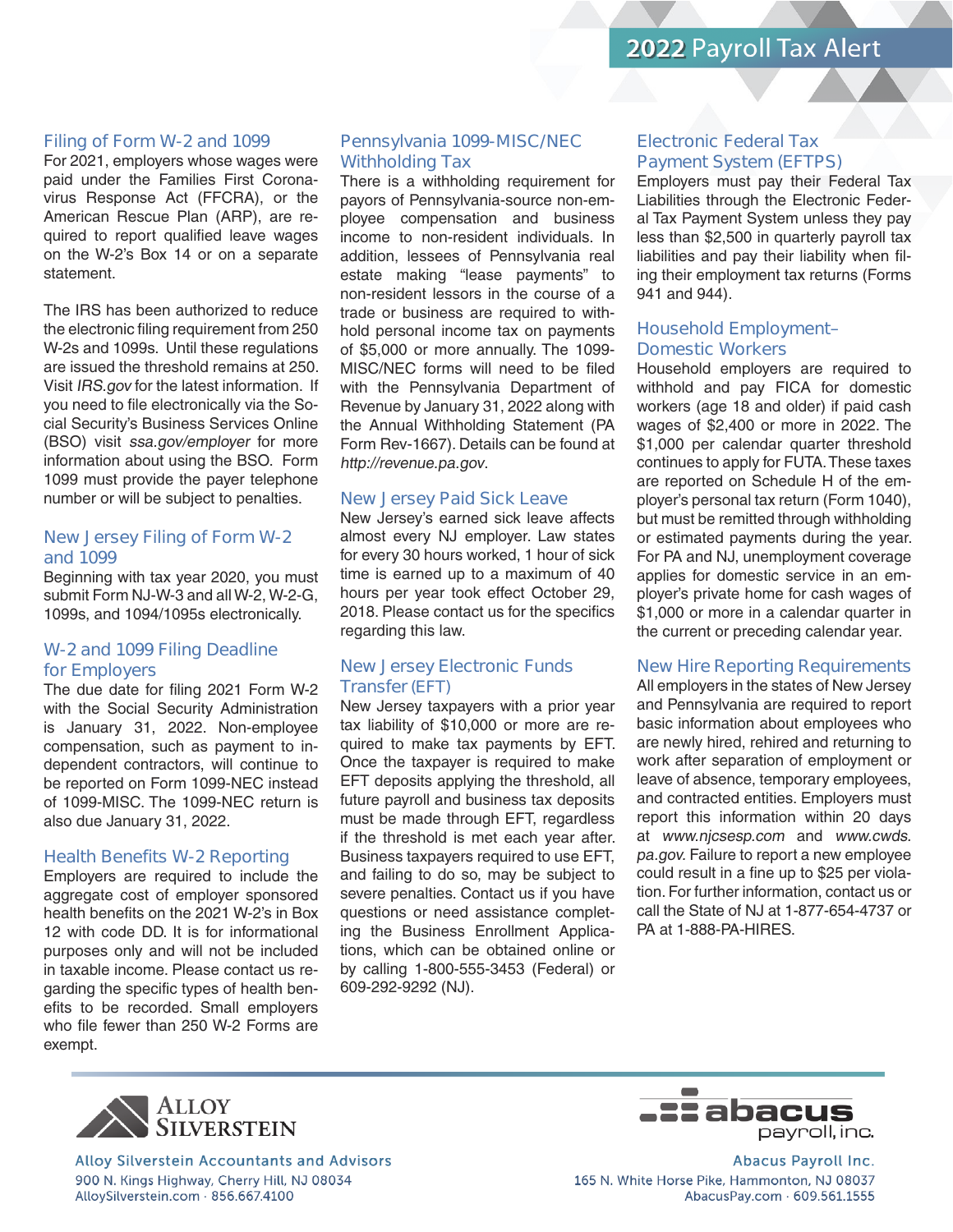# 2022 Payroll Tax Alert

## Filing of Form W-2 and 1099

For 2021, employers whose wages were paid under the Families First Coronavirus Response Act (FFCRA), or the American Rescue Plan (ARP), are required to report qualified leave wages on the W-2's Box 14 or on a separate statement.

The IRS has been authorized to reduce the electronic filing requirement from 250 W-2s and 1099s. Until these regulations are issued the threshold remains at 250. Visit *IRS.gov* for the latest information. If you need to file electronically via the Social Security's Business Services Online (BSO) visit *ssa.gov/employer* for more information about using the BSO. Form 1099 must provide the payer telephone number or will be subject to penalties.

## New Jersey Filing of Form W-2 and 1099

Beginning with tax year 2020, you must submit Form NJ-W-3 and all W-2, W-2-G, 1099s, and 1094/1095s electronically.

## W-2 and 1099 Filing Deadline for Employers

The due date for filing 2021 Form W-2 with the Social Security Administration is January 31, 2022. Non-employee compensation, such as payment to independent contractors, will continue to be reported on Form 1099-NEC instead of 1099-MISC. The 1099-NEC return is also due January 31, 2022.

## Health Benefits W-2 Reporting

Employers are required to include the aggregate cost of employer sponsored health benefits on the 2021 W-2's in Box 12 with code DD. It is for informational purposes only and will not be included in taxable income. Please contact us regarding the specific types of health benefits to be recorded. Small employers who file fewer than 250 W-2 Forms are exempt.

## Pennsylvania 1099-MISC/NEC Withholding Tax

There is a withholding requirement for payors of Pennsylvania-source non-employee compensation and business income to non-resident individuals. In addition, lessees of Pennsylvania real estate making "lease payments" to non-resident lessors in the course of a trade or business are required to withhold personal income tax on payments of $5,000 or more annually. The 1099-MISC/NEC forms will need to be filed with the Pennsylvania Department of Revenue by January 31, 2022 along with the Annual Withholding Statement (PA Form Rev-1667). Details can be found at *http://revenue.pa.gov*.

## New Jersey Paid Sick Leave

New Jersey's earned sick leave affects almost every NJ employer. Law states for every 30 hours worked, 1 hour of sick time is earned up to a maximum of 40 hours per year took effect October 29, 2018. Please contact us for the specifics regarding this law.

## New Jersey Electronic Funds Transfer (EFT)

New Jersey taxpayers with a prior year tax liability of $10,000 or more are required to make tax payments by EFT. Once the taxpayer is required to make EFT deposits applying the threshold, all future payroll and business tax deposits must be made through EFT, regardless if the threshold is met each year after. Business taxpayers required to use EFT, and failing to do so, may be subject to severe penalties. Contact us if you have questions or need assistance completing the Business Enrollment Applications, which can be obtained online or by calling 1-800-555-3453 (Federal) or 609-292-9292 (NJ).

## Electronic Federal Tax Payment System (EFTPS)

Employers must pay their Federal Tax Liabilities through the Electronic Federal Tax Payment System unless they pay less than $2,500 in quarterly payroll tax liabilities and pay their liability when filing their employment tax returns (Forms 941 and 944).

## Household Employment–Domestic Workers

Household employers are required to withhold and pay FICA for domestic workers (age 18 and older) if paid cash wages of $2,400 or more in 2022. The $1,000 per calendar quarter threshold continues to apply for FUTA. These taxes are reported on Schedule H of the employer's personal tax return (Form 1040), but must be remitted through withholding or estimated payments during the year. For PA and NJ, unemployment coverage applies for domestic service in an employer's private home for cash wages of $1,000 or more in a calendar quarter in the current or preceding calendar year.

## New Hire Reporting Requirements

All employers in the states of New Jersey and Pennsylvania are required to report basic information about employees who are newly hired, rehired and returning to work after separation of employment or leave of absence, temporary employees, and contracted entities. Employers must report this information within 20 days at *www.njcsesp.com* and *www.cwds.pa.gov.* Failure to report a new employee could result in a fine up to $25 per violation. For further information, contact us or call the State of NJ at 1-877-654-4737 or PA at 1-888-PA-HIRES.

---

**Alloy Silverstein Accountants and Advisors**
900 N. Kings Highway, Cherry Hill, NJ 08034
AlloySilverstein.com · 856.667.4100

**Abacus Payroll Inc.**
165 N. White Horse Pike, Hammonton, NJ 08037
AbacusPay.com · 609.561.1555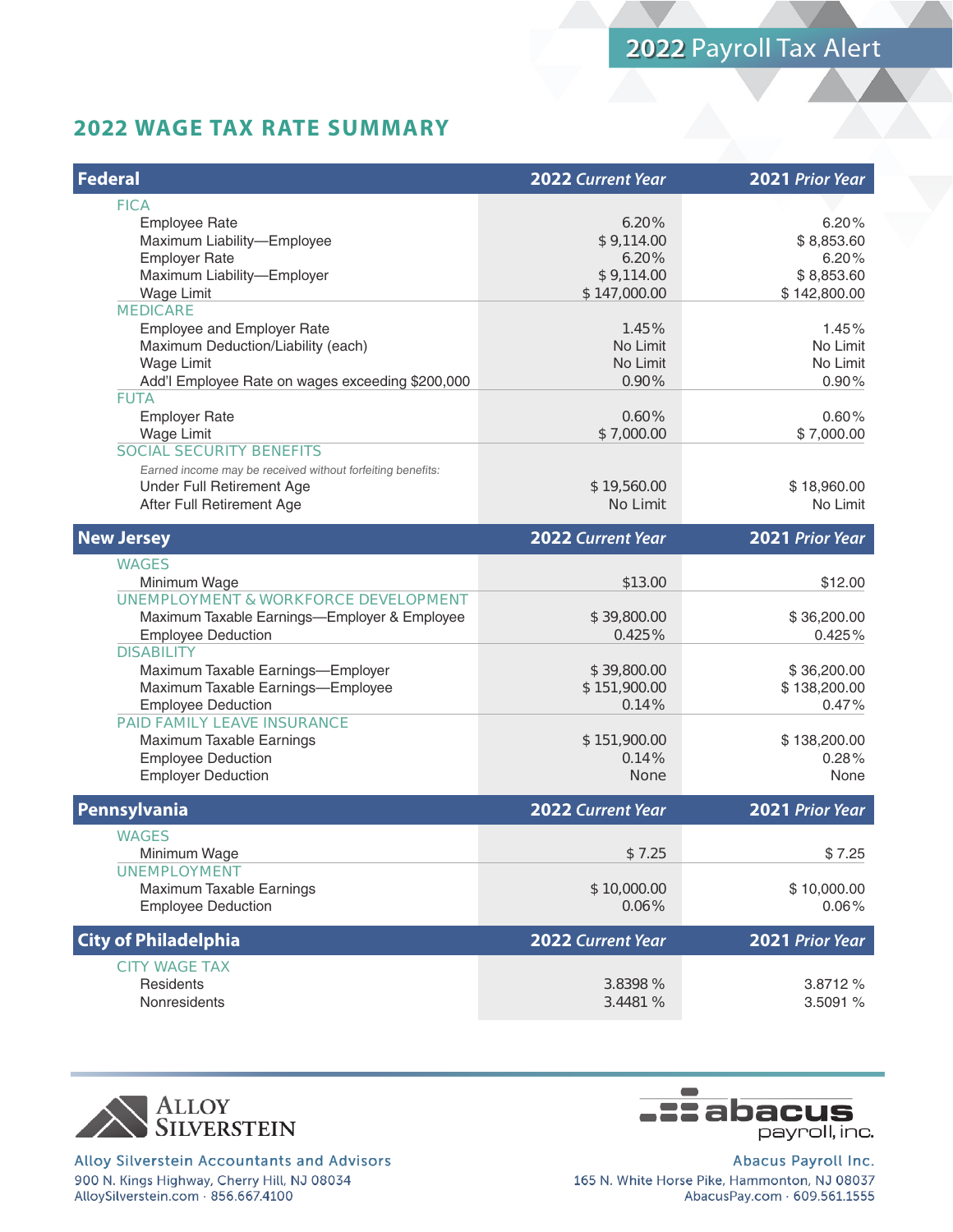# 2022 Payroll Tax Alert

## 2022 WAGE TAX RATE SUMMARY

| Federal | 2022 *Current Year* | 2021 *Prior Year* |
|---|---|---|
| FICA | | |
| Employee Rate | 6.20% | 6.20% |
| Maximum Liability—Employee | $ 9,114.00 | $ 8,853.60 |
| Employer Rate | 6.20% | 6.20% |
| Maximum Liability—Employer | $ 9,114.00 | $ 8,853.60 |
| Wage Limit | $ 147,000.00 | $ 142,800.00 |
| MEDICARE | | |
| Employee and Employer Rate | 1.45% | 1.45% |
| Maximum Deduction/Liability (each) | No Limit | No Limit |
| Wage Limit | No Limit | No Limit |
| Add'l Employee Rate on wages exceeding $200,000 | 0.90% | 0.90% |
| FUTA | | |
| Employer Rate | 0.60% | 0.60% |
| Wage Limit | $ 7,000.00 | $ 7,000.00 |
| SOCIAL SECURITY BENEFITS | | |
| *Earned income may be received without forfeiting benefits:* | | |
| Under Full Retirement Age | $ 19,560.00 | $ 18,960.00 |
| After Full Retirement Age | No Limit | No Limit |

| New Jersey | 2022 *Current Year* | 2021 *Prior Year* |
|---|---|---|
| WAGES | | |
| Minimum Wage | $13.00 | $12.00 |
| UNEMPLOYMENT & WORKFORCE DEVELOPMENT | | |
| Maximum Taxable Earnings—Employer & Employee | $ 39,800.00 | $ 36,200.00 |
| Employee Deduction | 0.425% | 0.425% |
| DISABILITY | | |
| Maximum Taxable Earnings—Employer | $ 39,800.00 | $ 36,200.00 |
| Maximum Taxable Earnings—Employee | $ 151,900.00 | $ 138,200.00 |
| Employee Deduction | 0.14% | 0.47% |
| PAID FAMILY LEAVE INSURANCE | | |
| Maximum Taxable Earnings | $ 151,900.00 | $ 138,200.00 |
| Employee Deduction | 0.14% | 0.28% |
| Employer Deduction | None | None |

| Pennsylvania | 2022 *Current Year* | 2021 *Prior Year* |
|---|---|---|
| WAGES | | |
| Minimum Wage | $ 7.25 | $ 7.25 |
| UNEMPLOYMENT | | |
| Maximum Taxable Earnings | $ 10,000.00 | $ 10,000.00 |
| Employee Deduction | 0.06% | 0.06% |

| City of Philadelphia | 2022 *Current Year* | 2021 *Prior Year* |
|---|---|---|
| CITY WAGE TAX | | |
| Residents | 3.8398 % | 3.8712 % |
| Nonresidents | 3.4481 % | 3.5091 % |

ALLOY SILVERSTEIN

Alloy Silverstein Accountants and Advisors
900 N. Kings Highway, Cherry Hill, NJ 08034
AlloySilverstein.com · 856.667.4100

abacus payroll, inc.

Abacus Payroll Inc.
165 N. White Horse Pike, Hammonton, NJ 08037
AbacusPay.com · 609.561.1555